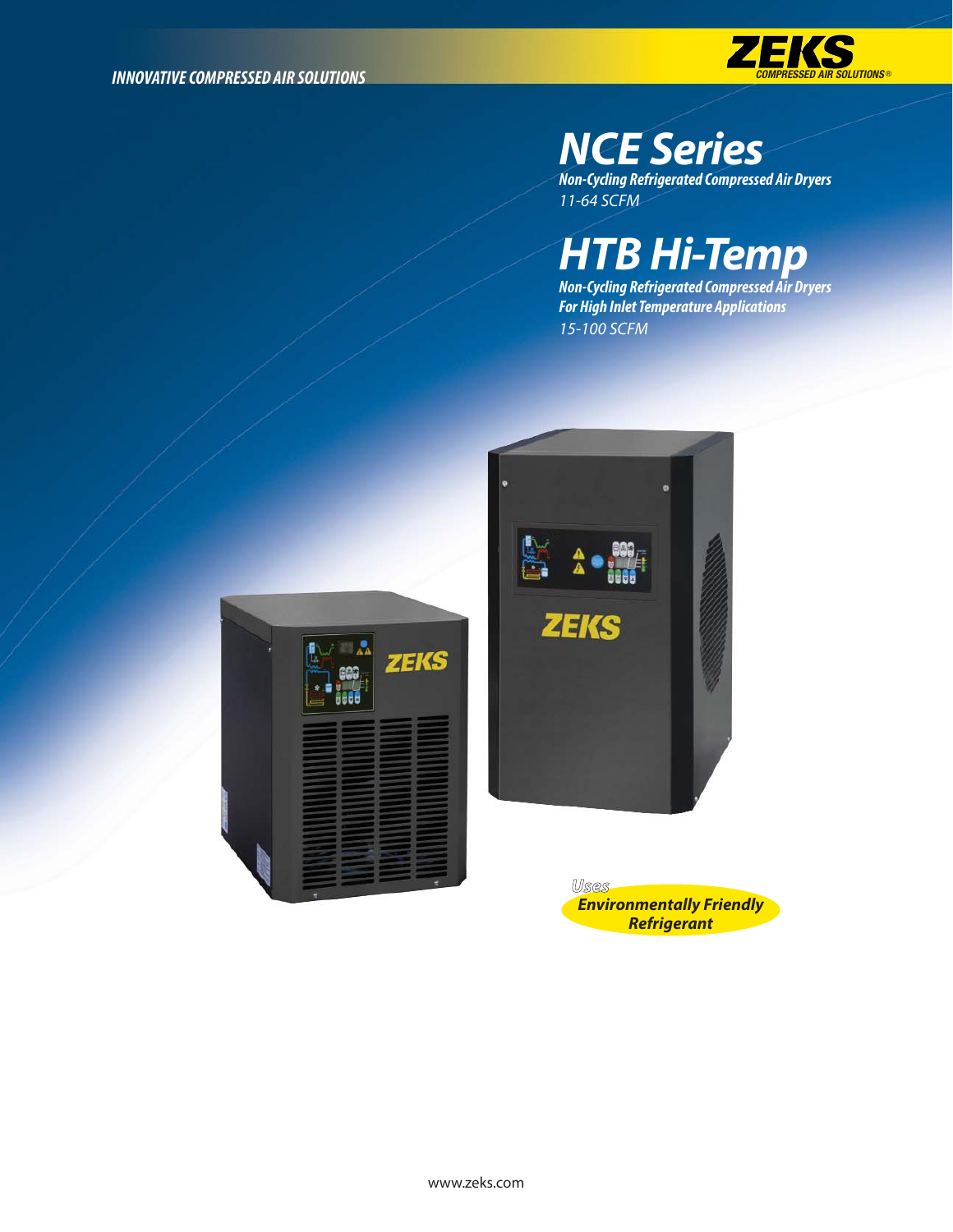INNOVATIVE COMPRESSED AIR SOLUTIONS

ZEKS COMPRESSED AIR SOLUTIONS®

# NCE Series

***Non-Cycling Refrigerated Compressed Air Dryers***

*11-64 SCFM*

# HTB Hi-Temp

***Non-Cycling Refrigerated Compressed Air Dryers***
***For High Inlet Temperature Applications***

*15-100 SCFM*

*Uses*
***Environmentally Friendly Refrigerant***

www.zeks.com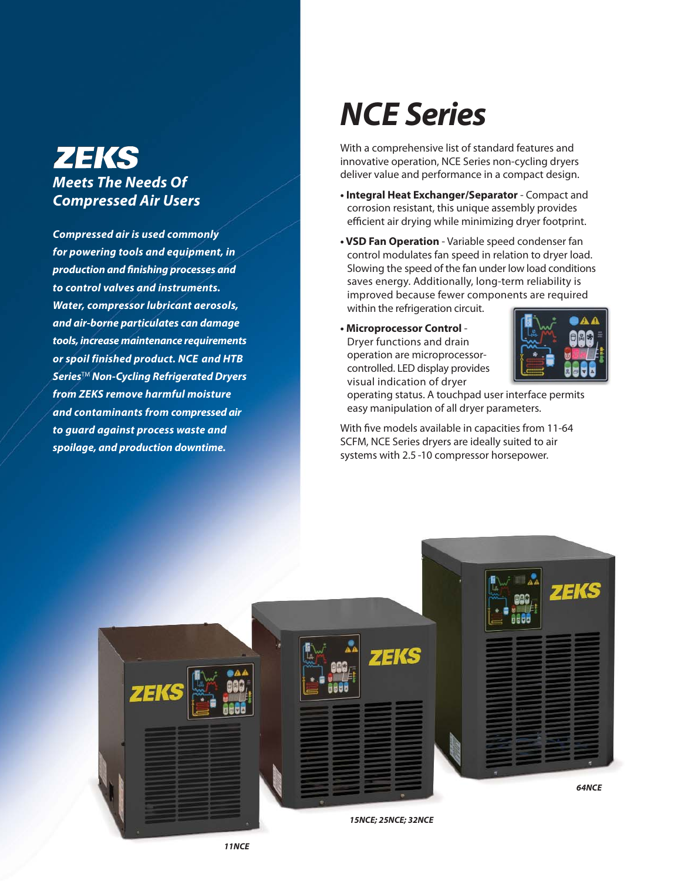# ZEKS

## Meets The Needs Of Compressed Air Users

***Compressed air is used commonly for powering tools and equipment, in production and finishing processes and to control valves and instruments. Water, compressor lubricant aerosols, and air-borne particulates can damage tools, increase maintenance requirements or spoil finished product. NCE and HTB Series™ Non-Cycling Refrigerated Dryers from ZEKS remove harmful moisture and contaminants from compressed air to guard against process waste and spoilage, and production downtime.***

# NCE Series

With a comprehensive list of standard features and innovative operation, NCE Series non-cycling dryers deliver value and performance in a compact design.

- **Integral Heat Exchanger/Separator** - Compact and corrosion resistant, this unique assembly provides efficient air drying while minimizing dryer footprint.
- **VSD Fan Operation** - Variable speed condenser fan control modulates fan speed in relation to dryer load. Slowing the speed of the fan under low load conditions saves energy. Additionally, long-term reliability is improved because fewer components are required within the refrigeration circuit.
- **Microprocessor Control** - Dryer functions and drain operation are microprocessor-controlled. LED display provides visual indication of dryer operating status. A touchpad user interface permits easy manipulation of all dryer parameters.

With five models available in capacities from 11-64 SCFM, NCE Series dryers are ideally suited to air systems with 2.5 -10 compressor horsepower.

*11NCE*

*15NCE; 25NCE; 32NCE*

*64NCE*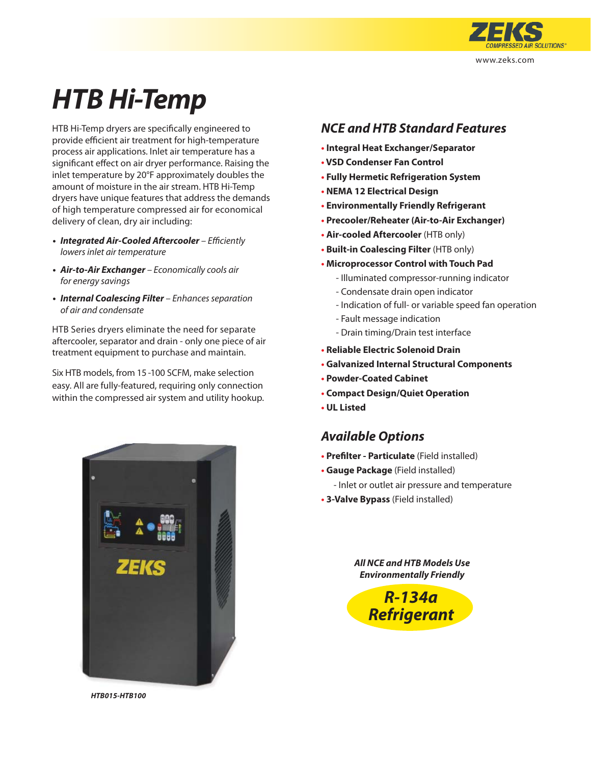# HTB Hi-Temp

HTB Hi-Temp dryers are specifically engineered to provide efficient air treatment for high-temperature process air applications. Inlet air temperature has a significant effect on air dryer performance. Raising the inlet temperature by 20°F approximately doubles the amount of moisture in the air stream. HTB Hi-Temp dryers have unique features that address the demands of high temperature compressed air for economical delivery of clean, dry air including:

- ***Integrated Air-Cooled Aftercooler*** *– Efficiently lowers inlet air temperature*
- ***Air-to-Air Exchanger*** *– Economically cools air for energy savings*
- ***Internal Coalescing Filter*** *– Enhances separation of air and condensate*

HTB Series dryers eliminate the need for separate aftercooler, separator and drain - only one piece of air treatment equipment to purchase and maintain.

Six HTB models, from 15 -100 SCFM, make selection easy. All are fully-featured, requiring only connection within the compressed air system and utility hookup.

*HTB015-HTB100*

## NCE and HTB Standard Features

- **Integral Heat Exchanger/Separator**
- **VSD Condenser Fan Control**
- **Fully Hermetic Refrigeration System**
- **NEMA 12 Electrical Design**
- **Environmentally Friendly Refrigerant**
- **Precooler/Reheater (Air-to-Air Exchanger)**
- **Air-cooled Aftercooler** (HTB only)
- **Built-in Coalescing Filter** (HTB only)
- **Microprocessor Control with Touch Pad**
  - Illuminated compressor-running indicator
  - Condensate drain open indicator
  - Indication of full- or variable speed fan operation
  - Fault message indication
  - Drain timing/Drain test interface
- **Reliable Electric Solenoid Drain**
- **Galvanized Internal Structural Components**
- **Powder-Coated Cabinet**
- **Compact Design/Quiet Operation**
- **UL Listed**

## Available Options

- **Prefilter - Particulate** (Field installed)
- **Gauge Package** (Field installed)
  - Inlet or outlet air pressure and temperature
- **3-Valve Bypass** (Field installed)

***All NCE and HTB Models Use Environmentally Friendly***

***R-134a Refrigerant***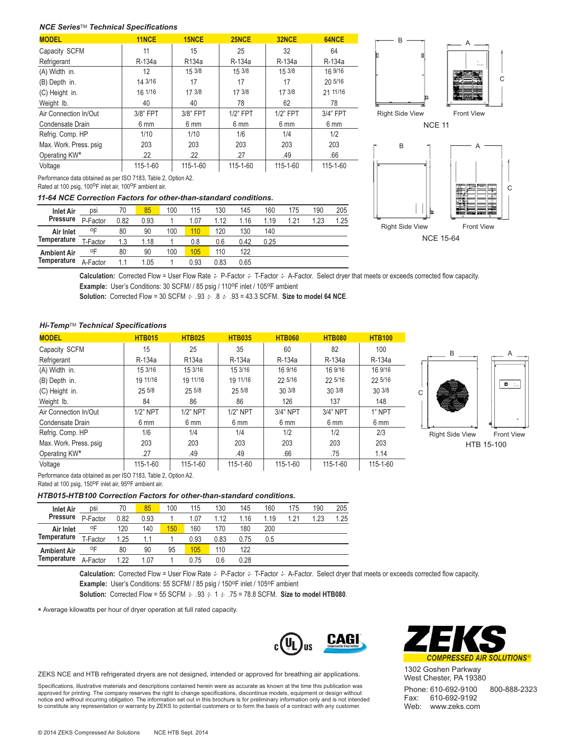### *NCE Series™ Technical Specifications*

| MODEL | 11NCE | 15NCE | 25NCE | 32NCE | 64NCE |
|---|---|---|---|---|---|
| Capacity SCFM | 11 | 15 | 25 | 32 | 64 |
| Refrigerant | R-134a | R134a | R-134a | R-134a | R-134a |
| (A) Width in. | 12 | 15 3/8 | 15 3/8 | 15 3/8 | 16 9/16 |
| (B) Depth in. | 14 3/16 | 17 | 17 | 17 | 20 5/16 |
| (C) Height in. | 16 1/16 | 17 3/8 | 17 3/8 | 17 3/8 | 21 11/16 |
| Weight lb. | 40 | 40 | 78 | 62 | 78 |
| Air Connection In/Out | 3/8" FPT | 3/8" FPT | 1/2" FPT | 1/2" FPT | 3/4" FPT |
| Condensate Drain | 6 mm | 6 mm | 6 mm | 6 mm | 6 mm |
| Refrig. Comp. HP | 1/10 | 1/10 | 1/6 | 1/4 | 1/2 |
| Max. Work. Press. psig | 203 | 203 | 203 | 203 | 203 |
| Operating KW* | .22 | .22 | .27 | .49 | .66 |
| Voltage | 115-1-60 | 115-1-60 | 115-1-60 | 115-1-60 | 115-1-60 |

Performance data obtained as per ISO 7183, Table 2, Option A2.
Rated at 100 psig, 100ºF inlet air, 100ºF ambient air.

B A C
Right Side View Front View
NCE 11

B A C
Right Side View Front View
NCE 15-64

### *11-64 NCE Correction Factors for other-than-standard conditions.*

| | | | | | | | | | | | | |
|---|---|---|---|---|---|---|---|---|---|---|---|---|
| **Inlet Air Pressure** | psi | 70 | 85 | 100 | 115 | 130 | 145 | 160 | 175 | 190 | 205 |
| | P-Factor | 0.82 | 0.93 | 1 | 1.07 | 1.12 | 1.16 | 1.19 | 1.21 | 1.23 | 1.25 |
| **Air Inlet Temperature** | ºF | 80 | 90 | 100 | 110 | 120 | 130 | 140 | | | |
| | T-Factor | 1.3 | 1.18 | 1 | 0.8 | 0.6 | 0.42 | 0.25 | | | |
| **Ambient Air Temperature** | ºF | 80 | 90 | 100 | 105 | 110 | 122 | | | | |
| | A-Factor | 1.1 | 1.05 | 1 | 0.93 | 0.83 | 0.65 | | | | |

**Calculation:** Corrected Flow = User Flow Rate ÷ P-Factor ÷ T-Factor ÷ A-Factor. Select dryer that meets or exceeds corrected flow capacity.
**Example:** User's Conditions: 30 SCFM/ / 85 psig / 110ºF inlet / 105ºF ambient
**Solution:** Corrected Flow = 30 SCFM ÷ .93 ÷ .8 ÷ .93 = 43.3 SCFM. **Size to model 64 NCE**.

### *Hi-Temp™ Technical Specifications*

| MODEL | HTB015 | HTB025 | HTB035 | HTB060 | HTB080 | HTB100 |
|---|---|---|---|---|---|---|
| Capacity SCFM | 15 | 25 | 35 | 60 | 82 | 100 |
| Refrigerant | R-134a | R134a | R-134a | R-134a | R-134a | R-134a |
| (A) Width in. | 15 3/16 | 15 3/16 | 15 3/16 | 16 9/16 | 16 9/16 | 16 9/16 |
| (B) Depth in. | 19 11/16 | 19 11/16 | 19 11/16 | 22 5/16 | 22 5/16 | 22 5/16 |
| (C) Height in. | 25 5/8 | 25 5/8 | 25 5/8 | 30 3/8 | 30 3/8 | 30 3/8 |
| Weight lb. | 84 | 86 | 86 | 126 | 137 | 148 |
| Air Connection In/Out | 1/2" NPT | 1/2" NPT | 1/2" NPT | 3/4" NPT | 3/4" NPT | 1" NPT |
| Condensate Drain | 6 mm | 6 mm | 6 mm | 6 mm | 6 mm | 6 mm |
| Refrig. Comp. HP | 1/6 | 1/4 | 1/4 | 1/2 | 1/2 | 2/3 |
| Max. Work. Press. psig | 203 | 203 | 203 | 203 | 203 | 203 |
| Operating KW* | .27 | .49 | .49 | .66 | .75 | 1.14 |
| Voltage | 115-1-60 | 115-1-60 | 115-1-60 | 115-1-60 | 115-1-60 | 115-1-60 |

Performance data obtained as per ISO 7183, Table 2, Option A2.
Rated at 100 psig, 150ºF inlet air, 95ºF ambient air.

B A C
Right Side View Front View
HTB 15-100

### *HTB015-HTB100 Correction Factors for other-than-standard conditions.*

| | | | | | | | | | | | |
|---|---|---|---|---|---|---|---|---|---|---|---|
| **Inlet Air Pressure** | psi | 70 | 85 | 100 | 115 | 130 | 145 | 160 | 175 | 190 | 205 |
| | P-Factor | 0.82 | 0.93 | 1 | 1.07 | 1.12 | 1.16 | 1.19 | 1.21 | 1.23 | 1.25 |
| **Air Inlet Temperature** | ºF | 120 | 140 | 150 | 160 | 170 | 180 | 200 | | | |
| | T-Factor | 1.25 | 1.1 | 1 | 0.93 | 0.83 | 0.75 | 0.5 | | | |
| **Ambient Air Temperature** | ºF | 80 | 90 | 95 | 105 | 110 | 122 | | | | |
| | A-Factor | 1.22 | 1.07 | 1 | 0.75 | 0.6 | 0.28 | | | | |

**Calculation:** Corrected Flow = User Flow Rate ÷ P-Factor ÷ T-Factor ÷ A-Factor. Select dryer that meets or exceeds corrected flow capacity.
**Example:** User's Conditions: 55 SCFM/ / 85 psig / 150ºF inlet / 105ºF ambient
**Solution:** Corrected Flow = 55 SCFM ÷ .93 ÷ 1 ÷ .75 = 78.8 SCFM. **Size to model HTB080**.

* Average kilowatts per hour of dryer operation at full rated capacity.

c UL us CAGI

ZEKS
COMPRESSED AIR SOLUTIONS®

ZEKS NCE and HTB refrigerated dryers are not designed, intended or approved for breathing air applications.

Specifications, illustrative materials and descriptions contained herein were as accurate as known at the time this publication was approved for printing. The company reserves the right to change specifications, discontinue models, equipment or design without notice and without incurring obligation. The information set out in this brochure is for preliminary information only and is not intended to constitute any representation or warranty by ZEKS to potential customers or to form the basis of a contract with any customer.

1302 Goshen Parkway
West Chester, PA 19380

Phone: 610-692-9100 800-888-2323
Fax: 610-692-9192
Web: www.zeks.com

© 2014 ZEKS Compressed Air Solutions NCE HTB Sept. 2014